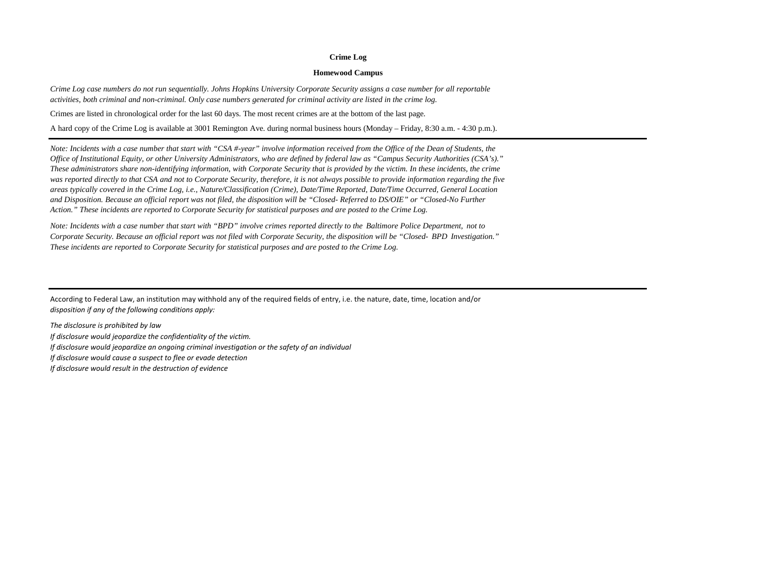# Crime Log

## Homewood Campus

*Crime Log case numbers do not run sequentially. Johns Hopkins University Corporate Security assigns a case number for all reportable activities, both criminal and non-criminal. Only case numbers generated for criminal activity are listed in the crime log.*

Crimes are listed in chronological order for the last 60 days. The most recent crimes are at the bottom of the last page.

A hard copy of the Crime Log is available at 3001 Remington Ave. during normal business hours (Monday – Friday, 8:30 a.m. - 4:30 p.m.).

---

*Note: Incidents with a case number that start with "CSA #-year" involve information received from the Office of the Dean of Students, the Office of Institutional Equity, or other University Administrators, who are defined by federal law as "Campus Security Authorities (CSA's)." These administrators share non-identifying information, with Corporate Security that is provided by the victim. In these incidents, the crime was reported directly to that CSA and not to Corporate Security, therefore, it is not always possible to provide information regarding the five areas typically covered in the Crime Log, i.e., Nature/Classification (Crime), Date/Time Reported, Date/Time Occurred, General Location and Disposition. Because an official report was not filed, the disposition will be "Closed- Referred to DS/OIE" or "Closed-No Further Action." These incidents are reported to Corporate Security for statistical purposes and are posted to the Crime Log.*

*Note: Incidents with a case number that start with "BPD" involve crimes reported directly to the Baltimore Police Department, not to Corporate Security. Because an official report was not filed with Corporate Security, the disposition will be "Closed- BPD Investigation." These incidents are reported to Corporate Security for statistical purposes and are posted to the Crime Log.*

---

According to Federal Law, an institution may withhold any of the required fields of entry, i.e. the nature, date, time, location and/or *disposition if any of the following conditions apply:*

*The disclosure is prohibited by law*
*If disclosure would jeopardize the confidentiality of the victim.*
*If disclosure would jeopardize an ongoing criminal investigation or the safety of an individual*
*If disclosure would cause a suspect to flee or evade detection*
*If disclosure would result in the destruction of evidence*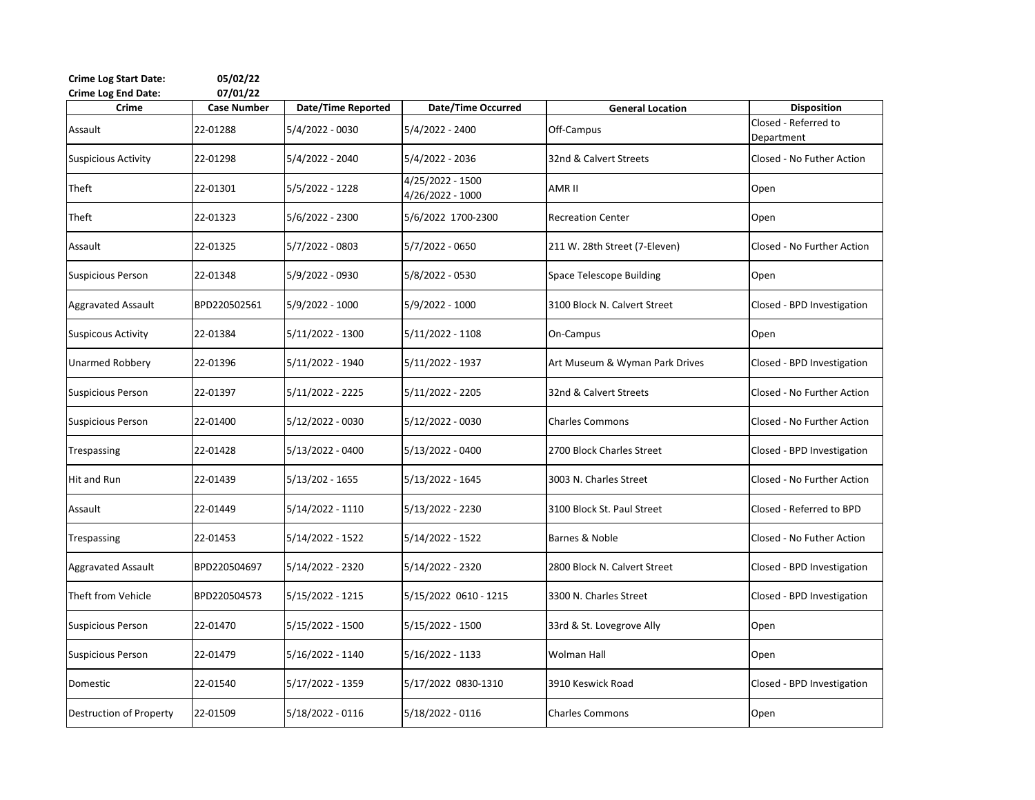**Crime Log Start Date:** 05/02/22
**Crime Log End Date:** 07/01/22

| Crime | Case Number | Date/Time Reported | Date/Time Occurred | General Location | Disposition |
|---|---|---|---|---|---|
| Assault | 22-01288 | 5/4/2022 - 0030 | 5/4/2022 - 2400 | Off-Campus | Closed - Referred to Department |
| Suspicious Activity | 22-01298 | 5/4/2022 - 2040 | 5/4/2022 - 2036 | 32nd & Calvert Streets | Closed - No Futher Action |
| Theft | 22-01301 | 5/5/2022 - 1228 | 4/25/2022 - 1500 4/26/2022 - 1000 | AMR II | Open |
| Theft | 22-01323 | 5/6/2022 - 2300 | 5/6/2022 1700-2300 | Recreation Center | Open |
| Assault | 22-01325 | 5/7/2022 - 0803 | 5/7/2022 - 0650 | 211 W. 28th Street (7-Eleven) | Closed - No Further Action |
| Suspicious Person | 22-01348 | 5/9/2022 - 0930 | 5/8/2022 - 0530 | Space Telescope Building | Open |
| Aggravated Assault | BPD220502561 | 5/9/2022 - 1000 | 5/9/2022 - 1000 | 3100 Block N. Calvert Street | Closed - BPD Investigation |
| Suspicous Activity | 22-01384 | 5/11/2022 - 1300 | 5/11/2022 - 1108 | On-Campus | Open |
| Unarmed Robbery | 22-01396 | 5/11/2022 - 1940 | 5/11/2022 - 1937 | Art Museum & Wyman Park Drives | Closed - BPD Investigation |
| Suspicious Person | 22-01397 | 5/11/2022 - 2225 | 5/11/2022 - 2205 | 32nd & Calvert Streets | Closed - No Further Action |
| Suspicious Person | 22-01400 | 5/12/2022 - 0030 | 5/12/2022 - 0030 | Charles Commons | Closed - No Further Action |
| Trespassing | 22-01428 | 5/13/2022 - 0400 | 5/13/2022 - 0400 | 2700 Block Charles Street | Closed - BPD Investigation |
| Hit and Run | 22-01439 | 5/13/202 - 1655 | 5/13/2022 - 1645 | 3003 N. Charles Street | Closed - No Further Action |
| Assault | 22-01449 | 5/14/2022 - 1110 | 5/13/2022 - 2230 | 3100 Block St. Paul Street | Closed - Referred to BPD |
| Trespassing | 22-01453 | 5/14/2022 - 1522 | 5/14/2022 - 1522 | Barnes & Noble | Closed - No Futher Action |
| Aggravated Assault | BPD220504697 | 5/14/2022 - 2320 | 5/14/2022 - 2320 | 2800 Block N. Calvert Street | Closed - BPD Investigation |
| Theft from Vehicle | BPD220504573 | 5/15/2022 - 1215 | 5/15/2022 0610 - 1215 | 3300 N. Charles Street | Closed - BPD Investigation |
| Suspicious Person | 22-01470 | 5/15/2022 - 1500 | 5/15/2022 - 1500 | 33rd & St. Lovegrove Ally | Open |
| Suspicious Person | 22-01479 | 5/16/2022 - 1140 | 5/16/2022 - 1133 | Wolman Hall | Open |
| Domestic | 22-01540 | 5/17/2022 - 1359 | 5/17/2022 0830-1310 | 3910 Keswick Road | Closed - BPD Investigation |
| Destruction of Property | 22-01509 | 5/18/2022 - 0116 | 5/18/2022 - 0116 | Charles Commons | Open |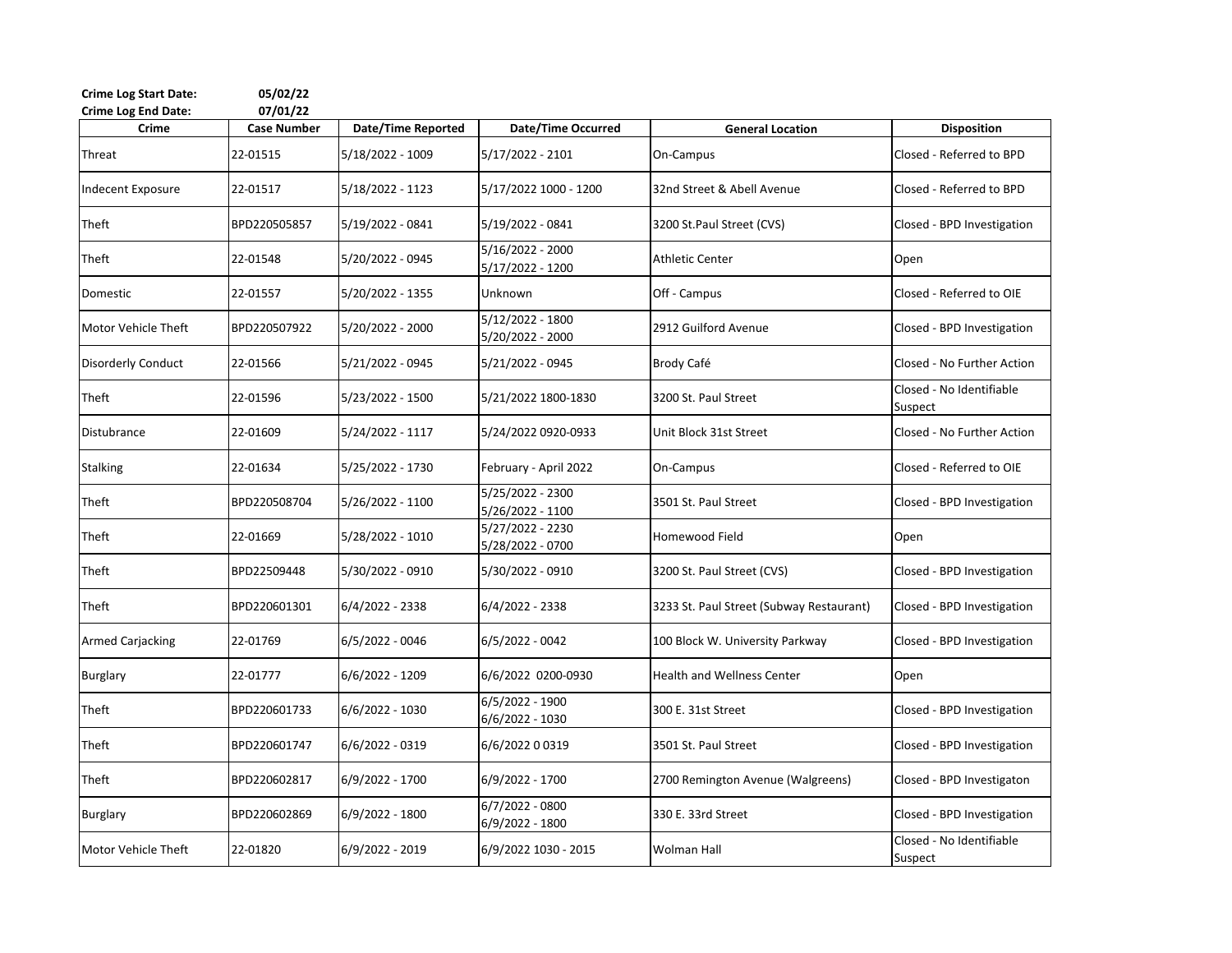**Crime Log Start Date:** 05/02/22
**Crime Log End Date:** 07/01/22

| Crime | Case Number | Date/Time Reported | Date/Time Occurred | General Location | Disposition |
|---|---|---|---|---|---|
| Threat | 22-01515 | 5/18/2022 - 1009 | 5/17/2022 - 2101 | On-Campus | Closed - Referred to BPD |
| Indecent Exposure | 22-01517 | 5/18/2022 - 1123 | 5/17/2022 1000 - 1200 | 32nd Street & Abell Avenue | Closed - Referred to BPD |
| Theft | BPD220505857 | 5/19/2022 - 0841 | 5/19/2022 - 0841 | 3200 St.Paul Street (CVS) | Closed - BPD Investigation |
| Theft | 22-01548 | 5/20/2022 - 0945 | 5/16/2022 - 2000 5/17/2022 - 1200 | Athletic Center | Open |
| Domestic | 22-01557 | 5/20/2022 - 1355 | Unknown | Off - Campus | Closed - Referred to OIE |
| Motor Vehicle Theft | BPD220507922 | 5/20/2022 - 2000 | 5/12/2022 - 1800 5/20/2022 - 2000 | 2912 Guilford Avenue | Closed - BPD Investigation |
| Disorderly Conduct | 22-01566 | 5/21/2022 - 0945 | 5/21/2022 - 0945 | Brody Café | Closed - No Further Action |
| Theft | 22-01596 | 5/23/2022 - 1500 | 5/21/2022 1800-1830 | 3200 St. Paul Street | Closed - No Identifiable Suspect |
| Distubrance | 22-01609 | 5/24/2022 - 1117 | 5/24/2022 0920-0933 | Unit Block 31st Street | Closed - No Further Action |
| Stalking | 22-01634 | 5/25/2022 - 1730 | February - April 2022 | On-Campus | Closed - Referred to OIE |
| Theft | BPD220508704 | 5/26/2022 - 1100 | 5/25/2022 - 2300 5/26/2022 - 1100 | 3501 St. Paul Street | Closed - BPD Investigation |
| Theft | 22-01669 | 5/28/2022 - 1010 | 5/27/2022 - 2230 5/28/2022 - 0700 | Homewood Field | Open |
| Theft | BPD22509448 | 5/30/2022 - 0910 | 5/30/2022 - 0910 | 3200 St. Paul Street (CVS) | Closed - BPD Investigation |
| Theft | BPD220601301 | 6/4/2022 - 2338 | 6/4/2022 - 2338 | 3233 St. Paul Street (Subway Restaurant) | Closed - BPD Investigation |
| Armed Carjacking | 22-01769 | 6/5/2022 - 0046 | 6/5/2022 - 0042 | 100 Block W. University Parkway | Closed - BPD Investigation |
| Burglary | 22-01777 | 6/6/2022 - 1209 | 6/6/2022 0200-0930 | Health and Wellness Center | Open |
| Theft | BPD220601733 | 6/6/2022 - 1030 | 6/5/2022 - 1900 6/6/2022 - 1030 | 300 E. 31st Street | Closed - BPD Investigation |
| Theft | BPD220601747 | 6/6/2022 - 0319 | 6/6/2022 0 0319 | 3501 St. Paul Street | Closed - BPD Investigation |
| Theft | BPD220602817 | 6/9/2022 - 1700 | 6/9/2022 - 1700 | 2700 Remington Avenue (Walgreens) | Closed - BPD Investigaton |
| Burglary | BPD220602869 | 6/9/2022 - 1800 | 6/7/2022 - 0800 6/9/2022 - 1800 | 330 E. 33rd Street | Closed - BPD Investigation |
| Motor Vehicle Theft | 22-01820 | 6/9/2022 - 2019 | 6/9/2022 1030 - 2015 | Wolman Hall | Closed - No Identifiable Suspect |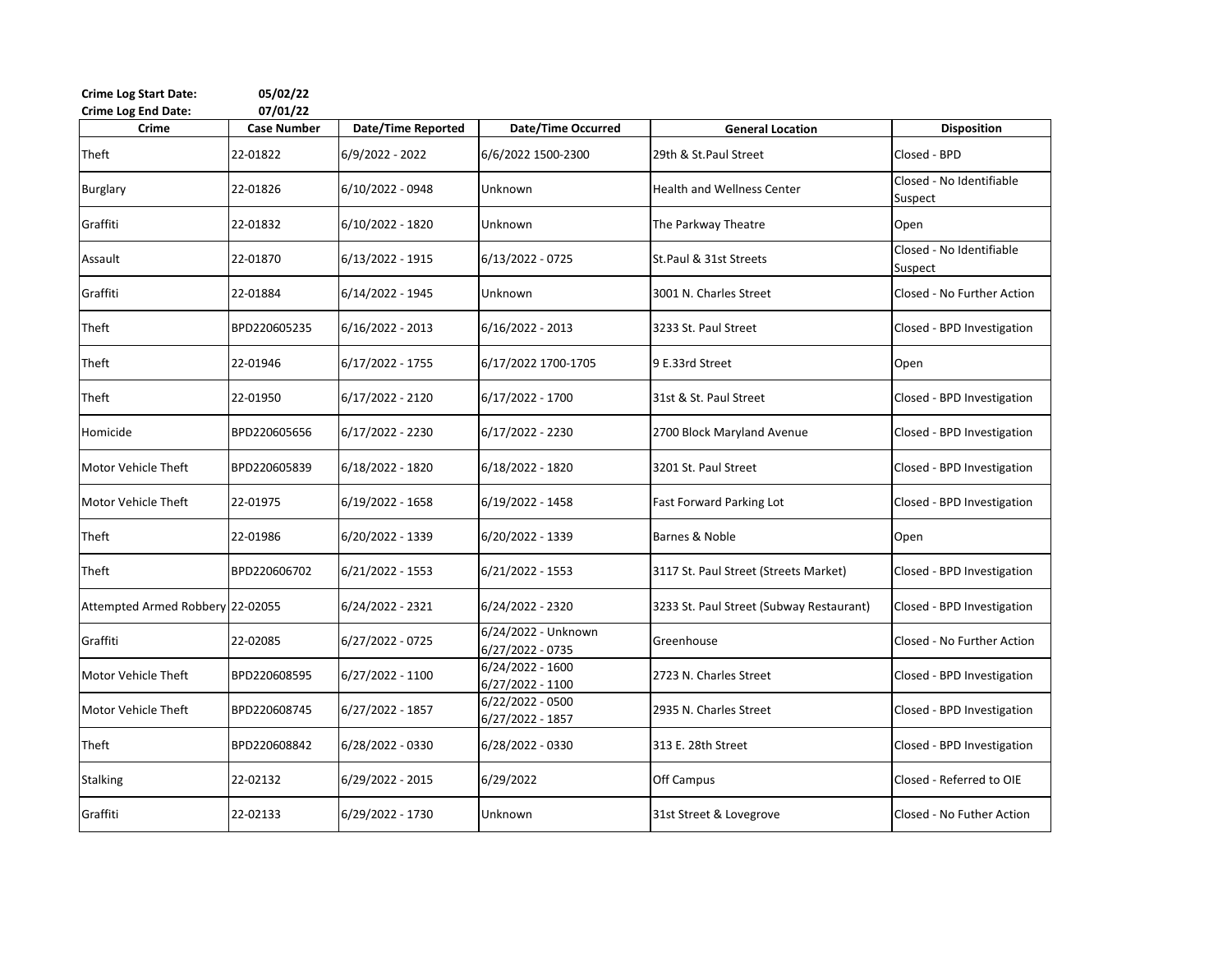**Crime Log Start Date:** **05/02/22**
**Crime Log End Date:** **07/01/22**

| Crime | Case Number | Date/Time Reported | Date/Time Occurred | General Location | Disposition |
|---|---|---|---|---|---|
| Theft | 22-01822 | 6/9/2022 - 2022 | 6/6/2022 1500-2300 | 29th & St.Paul Street | Closed - BPD |
| Burglary | 22-01826 | 6/10/2022 - 0948 | Unknown | Health and Wellness Center | Closed - No Identifiable Suspect |
| Graffiti | 22-01832 | 6/10/2022 - 1820 | Unknown | The Parkway Theatre | Open |
| Assault | 22-01870 | 6/13/2022 - 1915 | 6/13/2022 - 0725 | St.Paul & 31st Streets | Closed - No Identifiable Suspect |
| Graffiti | 22-01884 | 6/14/2022 - 1945 | Unknown | 3001 N. Charles Street | Closed - No Further Action |
| Theft | BPD220605235 | 6/16/2022 - 2013 | 6/16/2022 - 2013 | 3233 St. Paul Street | Closed - BPD Investigation |
| Theft | 22-01946 | 6/17/2022 - 1755 | 6/17/2022 1700-1705 | 9 E.33rd Street | Open |
| Theft | 22-01950 | 6/17/2022 - 2120 | 6/17/2022 - 1700 | 31st & St. Paul Street | Closed - BPD Investigation |
| Homicide | BPD220605656 | 6/17/2022 - 2230 | 6/17/2022 - 2230 | 2700 Block Maryland Avenue | Closed - BPD Investigation |
| Motor Vehicle Theft | BPD220605839 | 6/18/2022 - 1820 | 6/18/2022 - 1820 | 3201 St. Paul Street | Closed - BPD Investigation |
| Motor Vehicle Theft | 22-01975 | 6/19/2022 - 1658 | 6/19/2022 - 1458 | Fast Forward Parking Lot | Closed - BPD Investigation |
| Theft | 22-01986 | 6/20/2022 - 1339 | 6/20/2022 - 1339 | Barnes & Noble | Open |
| Theft | BPD220606702 | 6/21/2022 - 1553 | 6/21/2022 - 1553 | 3117 St. Paul Street (Streets Market) | Closed - BPD Investigation |
| Attempted Armed Robbery | 22-02055 | 6/24/2022 - 2321 | 6/24/2022 - 2320 | 3233 St. Paul Street (Subway Restaurant) | Closed - BPD Investigation |
| Graffiti | 22-02085 | 6/27/2022 - 0725 | 6/24/2022 - Unknown 6/27/2022 - 0735 | Greenhouse | Closed - No Further Action |
| Motor Vehicle Theft | BPD220608595 | 6/27/2022 - 1100 | 6/24/2022 - 1600 6/27/2022 - 1100 | 2723 N. Charles Street | Closed - BPD Investigation |
| Motor Vehicle Theft | BPD220608745 | 6/27/2022 - 1857 | 6/22/2022 - 0500 6/27/2022 - 1857 | 2935 N. Charles Street | Closed - BPD Investigation |
| Theft | BPD220608842 | 6/28/2022 - 0330 | 6/28/2022 - 0330 | 313 E. 28th Street | Closed - BPD Investigation |
| Stalking | 22-02132 | 6/29/2022 - 2015 | 6/29/2022 | Off Campus | Closed - Referred to OIE |
| Graffiti | 22-02133 | 6/29/2022 - 1730 | Unknown | 31st Street & Lovegrove | Closed - No Futher Action |